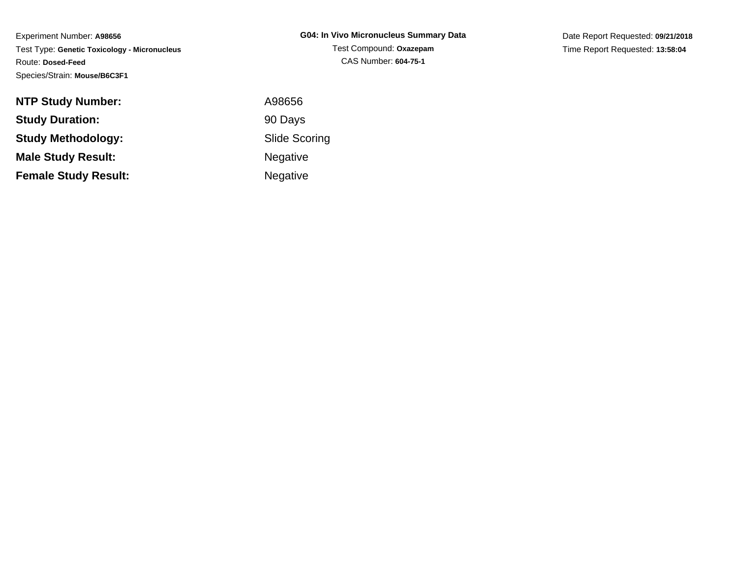Experiment Number: **A98656**
Test Type: **Genetic Toxicology - Micronucleus**
Route: **Dosed-Feed**
Species/Strain: **Mouse/B6C3F1**

**G04: In Vivo Micronucleus Summary Data**
Test Compound: **Oxazepam**
CAS Number: **604-75-1**

Date Report Requested: **09/21/2018**
Time Report Requested: **13:58:04**

| | |
|---|---|
| **NTP Study Number:** | A98656 |
| **Study Duration:** | 90 Days |
| **Study Methodology:** | Slide Scoring |
| **Male Study Result:** | Negative |
| **Female Study Result:** | Negative |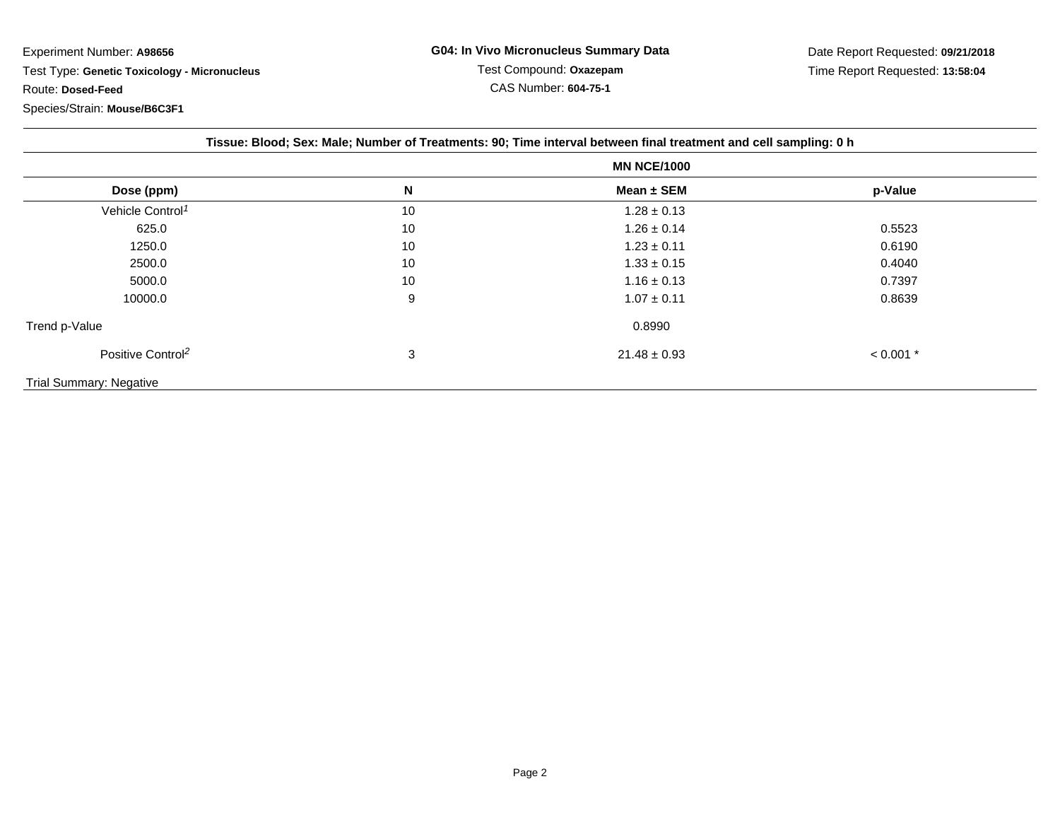Experiment Number: **A98656**

Test Type: **Genetic Toxicology - Micronucleus**

Route: **Dosed-Feed**

Species/Strain: **Mouse/B6C3F1**

**G04: In Vivo Micronucleus Summary Data**

Test Compound: **Oxazepam**

CAS Number: **604-75-1**

Date Report Requested: **09/21/2018**

Time Report Requested: **13:58:04**

**Tissue: Blood; Sex: Male; Number of Treatments: 90; Time interval between final treatment and cell sampling: 0 h**

| | | MN NCE/1000 | |
|---|---|---|---|
| **Dose (ppm)** | **N** | **Mean ± SEM** | **p-Value** |
| Vehicle Control[1] | 10 | 1.28 ± 0.13 | |
| 625.0 | 10 | 1.26 ± 0.14 | 0.5523 |
| 1250.0 | 10 | 1.23 ± 0.11 | 0.6190 |
| 2500.0 | 10 | 1.33 ± 0.15 | 0.4040 |
| 5000.0 | 10 | 1.16 ± 0.13 | 0.7397 |
| 10000.0 | 9 | 1.07 ± 0.11 | 0.8639 |
| Trend p-Value | | 0.8990 | |
| Positive Control[2] | 3 | 21.48 ± 0.93 | < 0.001 * |

Trial Summary: Negative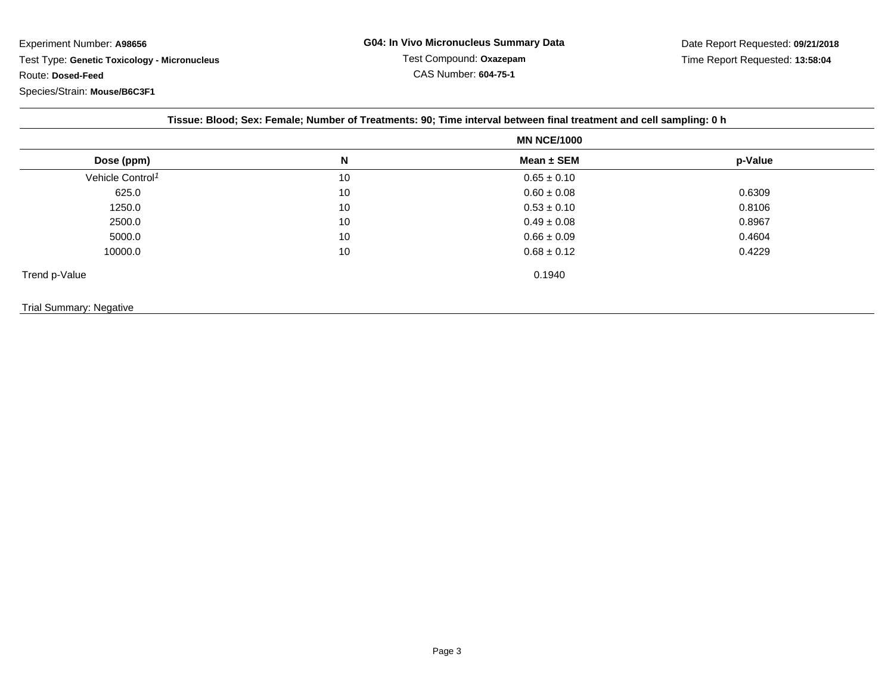Experiment Number: **A98656**

Test Type: **Genetic Toxicology - Micronucleus**

Route: **Dosed-Feed**

Species/Strain: **Mouse/B6C3F1**

**G04: In Vivo Micronucleus Summary Data**

Test Compound: **Oxazepam**

CAS Number: **604-75-1**

Date Report Requested: **09/21/2018**

Time Report Requested: **13:58:04**

**Tissue: Blood; Sex: Female; Number of Treatments: 90; Time interval between final treatment and cell sampling: 0 h**

| | | MN NCE/1000 | |
|---|---|---|---|
| **Dose (ppm)** | **N** | **Mean ± SEM** | **p-Value** |
| Vehicle Control[1] | 10 | 0.65 ± 0.10 | |
| 625.0 | 10 | 0.60 ± 0.08 | 0.6309 |
| 1250.0 | 10 | 0.53 ± 0.10 | 0.8106 |
| 2500.0 | 10 | 0.49 ± 0.08 | 0.8967 |
| 5000.0 | 10 | 0.66 ± 0.09 | 0.4604 |
| 10000.0 | 10 | 0.68 ± 0.12 | 0.4229 |
| Trend p-Value | | 0.1940 | |

Trial Summary: Negative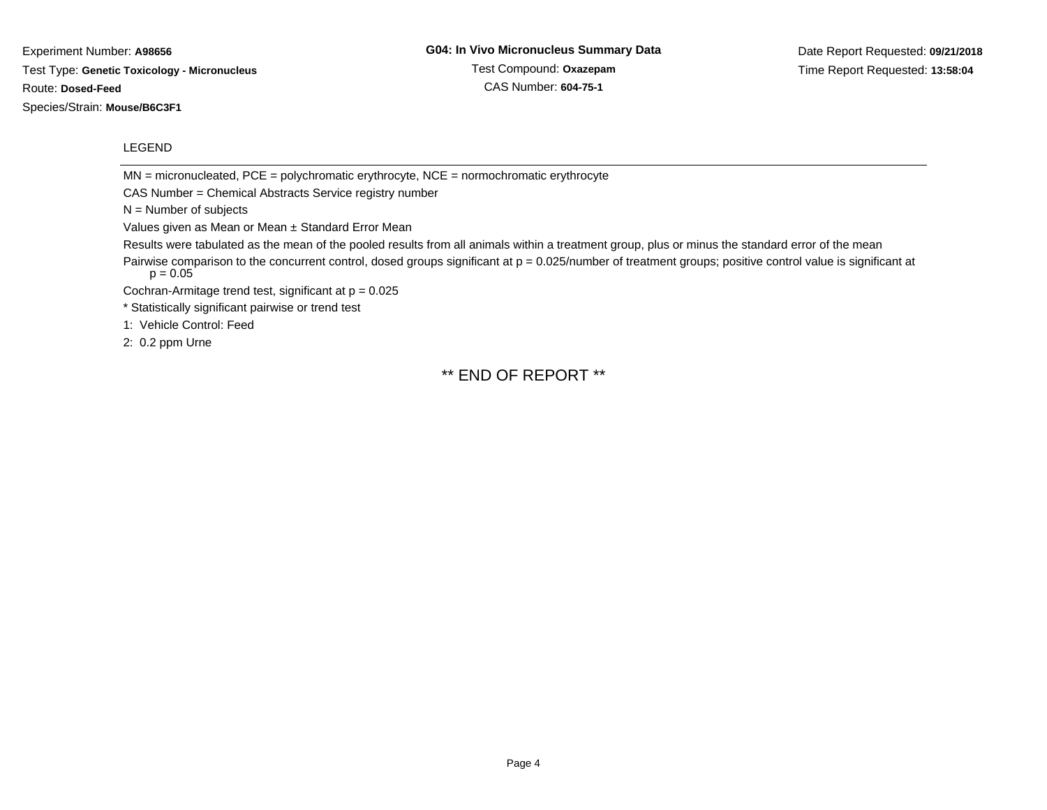Experiment Number: **A98656**

Test Type: **Genetic Toxicology - Micronucleus**

Route: **Dosed-Feed**

Species/Strain: **Mouse/B6C3F1**

**G04: In Vivo Micronucleus Summary Data**

Test Compound: **Oxazepam**

CAS Number: **604-75-1**

Date Report Requested: **09/21/2018**

Time Report Requested: **13:58:04**

LEGEND

MN = micronucleated, PCE = polychromatic erythrocyte, NCE = normochromatic erythrocyte

CAS Number = Chemical Abstracts Service registry number

N = Number of subjects

Values given as Mean or Mean ± Standard Error Mean

Results were tabulated as the mean of the pooled results from all animals within a treatment group, plus or minus the standard error of the mean

Pairwise comparison to the concurrent control, dosed groups significant at p = 0.025/number of treatment groups; positive control value is significant at p = 0.05

Cochran-Armitage trend test, significant at p = 0.025

* Statistically significant pairwise or trend test

1: Vehicle Control: Feed

2: 0.2 ppm Urne

** END OF REPORT **